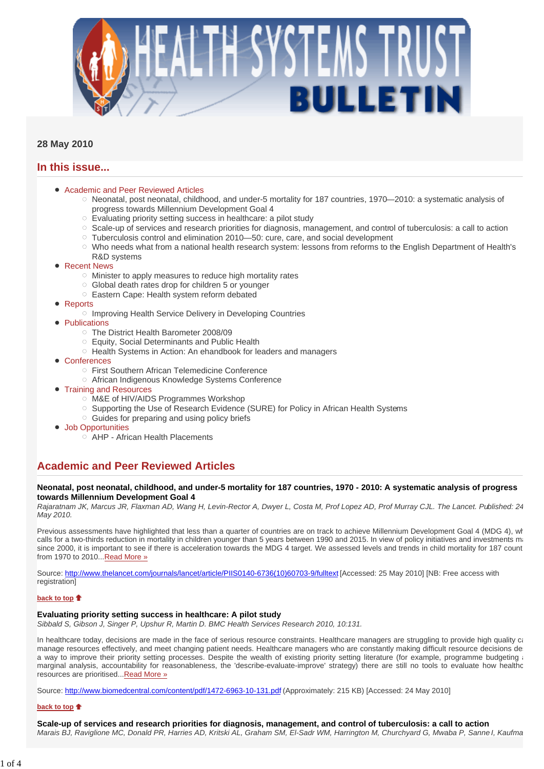# HEALTH SYSTEMS TRUST BULLETIN

**28 May 2010**

## In this issue...

- Academic and Peer Reviewed Articles
  - Neonatal, post neonatal, childhood, and under-5 mortality for 187 countries, 1970—2010: a systematic analysis of progress towards Millennium Development Goal 4
  - Evaluating priority setting success in healthcare: a pilot study
  - Scale-up of services and research priorities for diagnosis, management, and control of tuberculosis: a call to action
  - Tuberculosis control and elimination 2010—50: cure, care, and social development
  - Who needs what from a national health research system: lessons from reforms to the English Department of Health's R&D systems
- Recent News
  - Minister to apply measures to reduce high mortality rates
  - Global death rates drop for children 5 or younger
  - Eastern Cape: Health system reform debated
- Reports
  - Improving Health Service Delivery in Developing Countries
- Publications
  - The District Health Barometer 2008/09
  - Equity, Social Determinants and Public Health
  - Health Systems in Action: An ehandbook for leaders and managers
- Conferences
  - First Southern African Telemedicine Conference
  - African Indigenous Knowledge Systems Conference
- Training and Resources
  - M&E of HIV/AIDS Programmes Workshop
  - Supporting the Use of Research Evidence (SURE) for Policy in African Health Systems
  - Guides for preparing and using policy briefs
- Job Opportunities
  - AHP - African Health Placements

## Academic and Peer Reviewed Articles

**Neonatal, post neonatal, childhood, and under-5 mortality for 187 countries, 1970 - 2010: A systematic analysis of progress towards Millennium Development Goal 4**
*Rajaratnam JK, Marcus JR, Flaxman AD, Wang H, Levin-Rector A, Dwyer L, Costa M, Prof Lopez AD, Prof Murray CJL. The Lancet. Published: 24 May 2010.*

Previous assessments have highlighted that less than a quarter of countries are on track to achieve Millennium Development Goal 4 (MDG 4), wh calls for a two-thirds reduction in mortality in children younger than 5 years between 1990 and 2015. In view of policy initiatives and investments ma since 2000, it is important to see if there is acceleration towards the MDG 4 target. We assessed levels and trends in child mortality for 187 count from 1970 to 2010...Read More »

Source: http://www.thelancet.com/journals/lancet/article/PIIS0140-6736(10)60703-9/fulltext [Accessed: 25 May 2010] [NB: Free access with registration]

back to top

**Evaluating priority setting success in healthcare: A pilot study**
*Sibbald S, Gibson J, Singer P, Upshur R, Martin D. BMC Health Services Research 2010, 10:131.*

In healthcare today, decisions are made in the face of serious resource constraints. Healthcare managers are struggling to provide high quality ca manage resources effectively, and meet changing patient needs. Healthcare managers who are constantly making difficult resource decisions de a way to improve their priority setting processes. Despite the wealth of existing priority setting literature (for example, programme budgeting a marginal analysis, accountability for reasonableness, the 'describe-evaluate-improve' strategy) there are still no tools to evaluate how healthc resources are prioritised...Read More »

Source: http://www.biomedcentral.com/content/pdf/1472-6963-10-131.pdf (Approximately: 215 KB) [Accessed: 24 May 2010]

back to top

**Scale-up of services and research priorities for diagnosis, management, and control of tuberculosis: a call to action**
*Marais BJ, Raviglione MC, Donald PR, Harries AD, Kritski AL, Graham SM, El-Sadr WM, Harrington M, Churchyard G, Mwaba P, Sanne I, Kaufma*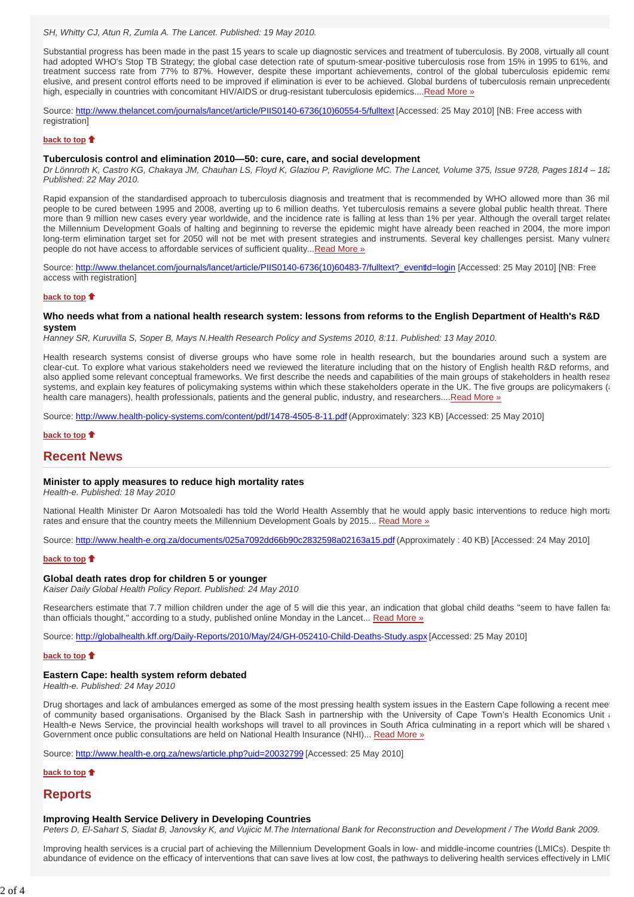*SH, Whitty CJ, Atun R, Zumla A. The Lancet. Published: 19 May 2010.*

Substantial progress has been made in the past 15 years to scale up diagnostic services and treatment of tuberculosis. By 2008, virtually all count had adopted WHO's Stop TB Strategy; the global case detection rate of sputum-smear-positive tuberculosis rose from 15% in 1995 to 61%, and treatment success rate from 77% to 87%. However, despite these important achievements, control of the global tuberculosis epidemic rema elusive, and present control efforts need to be improved if elimination is ever to be achieved. Global burdens of tuberculosis remain unprecedente high, especially in countries with concomitant HIV/AIDS or drug-resistant tuberculosis epidemics....Read More »

Source: http://www.thelancet.com/journals/lancet/article/PIIS0140-6736(10)60554-5/fulltext [Accessed: 25 May 2010] [NB: Free access with registration]

**back to top**

### Tuberculosis control and elimination 2010—50: cure, care, and social development

*Dr Lönnroth K, Castro KG, Chakaya JM, Chauhan LS, Floyd K, Glaziou P, Raviglione MC. The Lancet, Volume 375, Issue 9728, Pages 1814 – 182 Published: 22 May 2010.*

Rapid expansion of the standardised approach to tuberculosis diagnosis and treatment that is recommended by WHO allowed more than 36 mil people to be cured between 1995 and 2008, averting up to 6 million deaths. Yet tuberculosis remains a severe global public health threat. There more than 9 million new cases every year worldwide, and the incidence rate is falling at less than 1% per year. Although the overall target relatec the Millennium Development Goals of halting and beginning to reverse the epidemic might have already been reached in 2004, the more import long-term elimination target set for 2050 will not be met with present strategies and instruments. Several key challenges persist. Many vulnera people do not have access to affordable services of sufficient quality...Read More »

Source: http://www.thelancet.com/journals/lancet/article/PIIS0140-6736(10)60483-7/fulltext?_eventId=login [Accessed: 25 May 2010] [NB: Free access with registration]

**back to top**

### Who needs what from a national health research system: lessons from reforms to the English Department of Health's R&D system

*Hanney SR, Kuruvilla S, Soper B, Mays N.Health Research Policy and Systems 2010, 8:11. Published: 13 May 2010.*

Health research systems consist of diverse groups who have some role in health research, but the boundaries around such a system are clear-cut. To explore what various stakeholders need we reviewed the literature including that on the history of English health R&D reforms, and also applied some relevant conceptual frameworks. We first describe the needs and capabilities of the main groups of stakeholders in health resea systems, and explain key features of policymaking systems within which these stakeholders operate in the UK. The five groups are policymakers (a health care managers), health professionals, patients and the general public, industry, and researchers....Read More »

Source: http://www.health-policy-systems.com/content/pdf/1478-4505-8-11.pdf (Approximately: 323 KB) [Accessed: 25 May 2010]

**back to top**

## Recent News

### Minister to apply measures to reduce high mortality rates

*Health-e. Published: 18 May 2010*

National Health Minister Dr Aaron Motsoaledi has told the World Health Assembly that he would apply basic interventions to reduce high morta rates and ensure that the country meets the Millennium Development Goals by 2015... Read More »

Source: http://www.health-e.org.za/documents/025a7092dd66b90c2832598a02163a15.pdf (Approximately : 40 KB) [Accessed: 24 May 2010]

**back to top**

### Global death rates drop for children 5 or younger

*Kaiser Daily Global Health Policy Report. Published: 24 May 2010*

Researchers estimate that 7.7 million children under the age of 5 will die this year, an indication that global child deaths "seem to have fallen fa than officials thought," according to a study, published online Monday in the Lancet... Read More »

Source: http://globalhealth.kff.org/Daily-Reports/2010/May/24/GH-052410-Child-Deaths-Study.aspx [Accessed: 25 May 2010]

**back to top**

### Eastern Cape: health system reform debated

*Health-e. Published: 24 May 2010*

Drug shortages and lack of ambulances emerged as some of the most pressing health system issues in the Eastern Cape following a recent mee of community based organisations. Organised by the Black Sash in partnership with the University of Cape Town's Health Economics Unit a Health-e News Service, the provincial health workshops will travel to all provinces in South Africa culminating in a report which will be shared w Government once public consultations are held on National Health Insurance (NHI)... Read More »

Source: http://www.health-e.org.za/news/article.php?uid=20032799 [Accessed: 25 May 2010]

**back to top**

## Reports

### Improving Health Service Delivery in Developing Countries

*Peters D, El-Sahart S, Siadat B, Janovsky K, and Vujicic M.The International Bank for Reconstruction and Development / The World Bank 2009.*

Improving health services is a crucial part of achieving the Millennium Development Goals in low- and middle-income countries (LMICs). Despite th abundance of evidence on the efficacy of interventions that can save lives at low cost, the pathways to delivering health services effectively in LMIC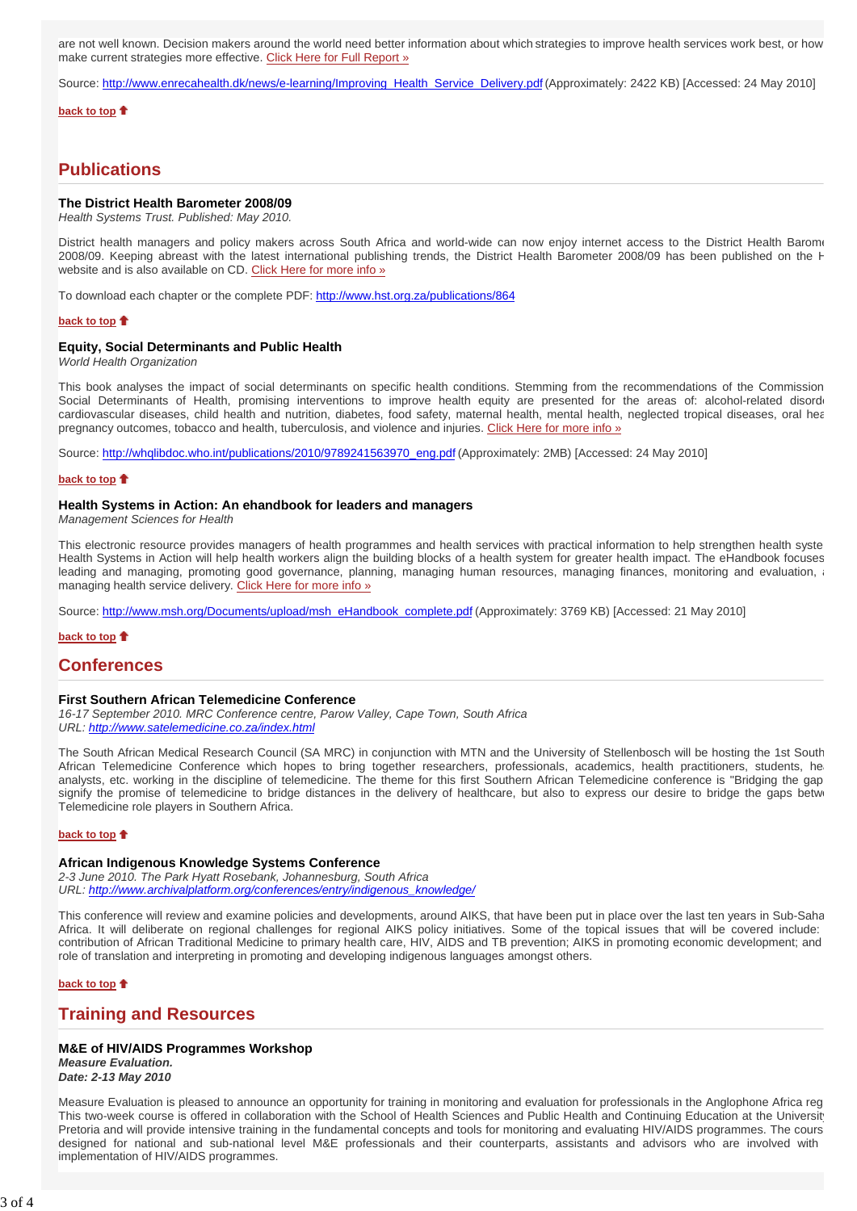are not well known. Decision makers around the world need better information about which strategies to improve health services work best, or how make current strategies more effective. Click Here for Full Report »

Source: http://www.enrecahealth.dk/news/e-learning/Improving_Health_Service_Delivery.pdf (Approximately: 2422 KB) [Accessed: 24 May 2010]

**back to top**

## Publications

### The District Health Barometer 2008/09

*Health Systems Trust. Published: May 2010.*

District health managers and policy makers across South Africa and world-wide can now enjoy internet access to the District Health Barome 2008/09. Keeping abreast with the latest international publishing trends, the District Health Barometer 2008/09 has been published on the H website and is also available on CD. Click Here for more info »

To download each chapter or the complete PDF: http://www.hst.org.za/publications/864

**back to top**

### Equity, Social Determinants and Public Health

*World Health Organization*

This book analyses the impact of social determinants on specific health conditions. Stemming from the recommendations of the Commission Social Determinants of Health, promising interventions to improve health equity are presented for the areas of: alcohol-related disord cardiovascular diseases, child health and nutrition, diabetes, food safety, maternal health, mental health, neglected tropical diseases, oral hea pregnancy outcomes, tobacco and health, tuberculosis, and violence and injuries. Click Here for more info »

Source: http://whqlibdoc.who.int/publications/2010/9789241563970_eng.pdf (Approximately: 2MB) [Accessed: 24 May 2010]

**back to top**

### Health Systems in Action: An ehandbook for leaders and managers

*Management Sciences for Health*

This electronic resource provides managers of health programmes and health services with practical information to help strengthen health syste Health Systems in Action will help health workers align the building blocks of a health system for greater health impact. The eHandbook focuses leading and managing, promoting good governance, planning, managing human resources, managing finances, monitoring and evaluation, a managing health service delivery. Click Here for more info »

Source: http://www.msh.org/Documents/upload/msh_eHandbook_complete.pdf (Approximately: 3769 KB) [Accessed: 21 May 2010]

**back to top**

## Conferences

### First Southern African Telemedicine Conference

*16-17 September 2010. MRC Conference centre, Parow Valley, Cape Town, South Africa*
*URL: http://www.satelemedicine.co.za/index.html*

The South African Medical Research Council (SA MRC) in conjunction with MTN and the University of Stellenbosch will be hosting the 1st South African Telemedicine Conference which hopes to bring together researchers, professionals, academics, health practitioners, students, he analysts, etc. working in the discipline of telemedicine. The theme for this first Southern African Telemedicine conference is "Bridging the gap signify the promise of telemedicine to bridge distances in the delivery of healthcare, but also to express our desire to bridge the gaps betw Telemedicine role players in Southern Africa.

**back to top**

### African Indigenous Knowledge Systems Conference

*2-3 June 2010. The Park Hyatt Rosebank, Johannesburg, South Africa*
*URL: http://www.archivalplatform.org/conferences/entry/indigenous_knowledge/*

This conference will review and examine policies and developments, around AIKS, that have been put in place over the last ten years in Sub-Saha Africa. It will deliberate on regional challenges for regional AIKS policy initiatives. Some of the topical issues that will be covered include: contribution of African Traditional Medicine to primary health care, HIV, AIDS and TB prevention; AIKS in promoting economic development; and role of translation and interpreting in promoting and developing indigenous languages amongst others.

**back to top**

## Training and Resources

### M&E of HIV/AIDS Programmes Workshop

***Measure Evaluation.***
***Date: 2-13 May 2010***

Measure Evaluation is pleased to announce an opportunity for training in monitoring and evaluation for professionals in the Anglophone Africa reg This two-week course is offered in collaboration with the School of Health Sciences and Public Health and Continuing Education at the Universit Pretoria and will provide intensive training in the fundamental concepts and tools for monitoring and evaluating HIV/AIDS programmes. The cours designed for national and sub-national level M&E professionals and their counterparts, assistants and advisors who are involved with implementation of HIV/AIDS programmes.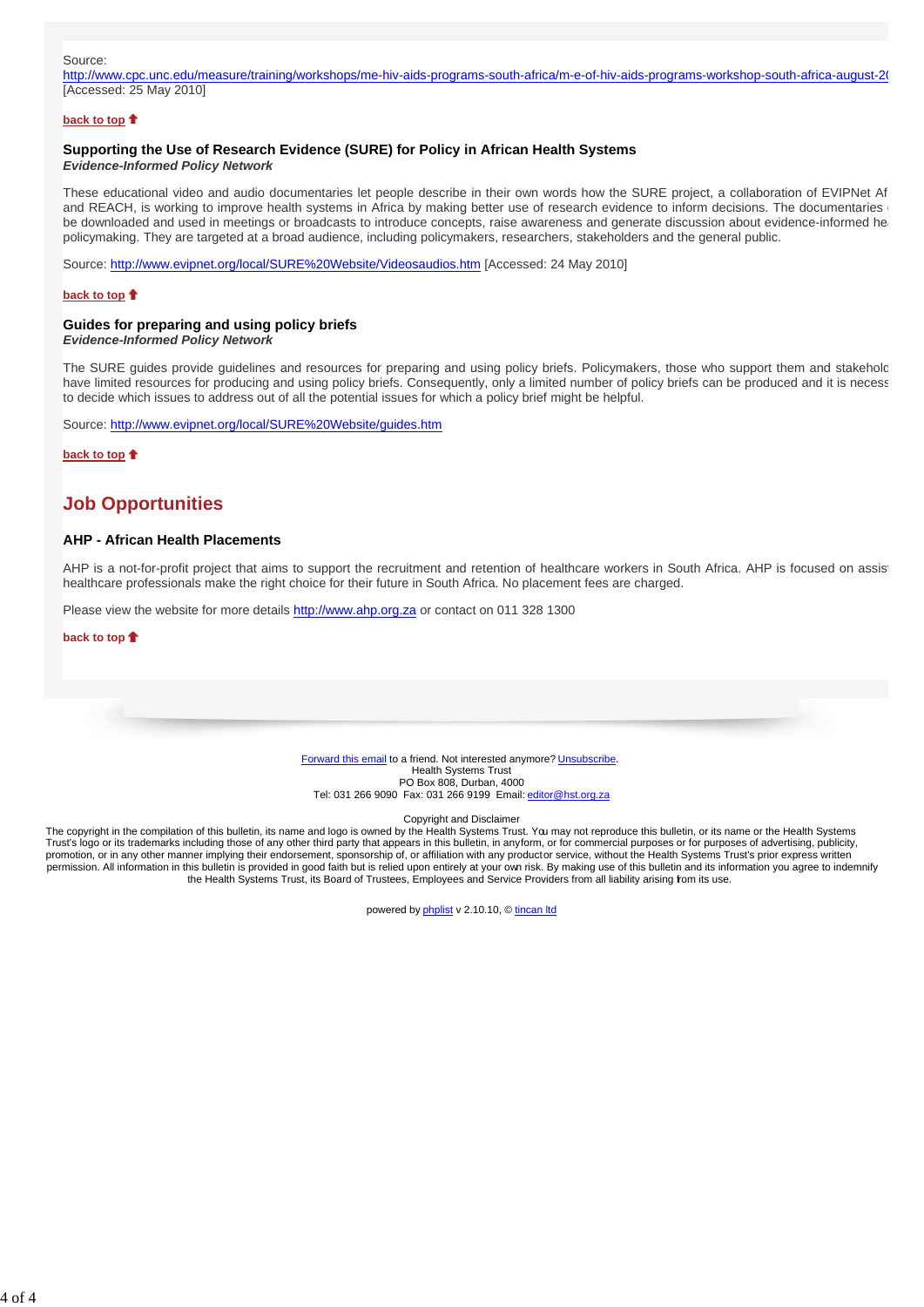Source:
http://www.cpc.unc.edu/measure/training/workshops/me-hiv-aids-programs-south-africa/m-e-of-hiv-aids-programs-workshop-south-africa-august-2(
[Accessed: 25 May 2010]

back to top

### Supporting the Use of Research Evidence (SURE) for Policy in African Health Systems

***Evidence-Informed Policy Network***

These educational video and audio documentaries let people describe in their own words how the SURE project, a collaboration of EVIPNet Af and REACH, is working to improve health systems in Africa by making better use of research evidence to inform decisions. The documentaries be downloaded and used in meetings or broadcasts to introduce concepts, raise awareness and generate discussion about evidence-informed he policymaking. They are targeted at a broad audience, including policymakers, researchers, stakeholders and the general public.

Source: http://www.evipnet.org/local/SURE%20Website/Videosaudios.htm [Accessed: 24 May 2010]

back to top

### Guides for preparing and using policy briefs

***Evidence-Informed Policy Network***

The SURE guides provide guidelines and resources for preparing and using policy briefs. Policymakers, those who support them and stakeholc have limited resources for producing and using policy briefs. Consequently, only a limited number of policy briefs can be produced and it is necess to decide which issues to address out of all the potential issues for which a policy brief might be helpful.

Source: http://www.evipnet.org/local/SURE%20Website/guides.htm

back to top

## Job Opportunities

### AHP - African Health Placements

AHP is a not-for-profit project that aims to support the recruitment and retention of healthcare workers in South Africa. AHP is focused on assis healthcare professionals make the right choice for their future in South Africa. No placement fees are charged.

Please view the website for more details http://www.ahp.org.za or contact on 011 328 1300

back to top

Forward this email to a friend. Not interested anymore? Unsubscribe.
Health Systems Trust
PO Box 808, Durban, 4000
Tel: 031 266 9090 Fax: 031 266 9199 Email: editor@hst.org.za

Copyright and Disclaimer
The copyright in the compilation of this bulletin, its name and logo is owned by the Health Systems Trust. You may not reproduce this bulletin, or its name or the Health Systems Trust's logo or its trademarks including those of any other third party that appears in this bulletin, in any form, or for commercial purposes or for purposes of advertising, publicity, promotion, or in any other manner implying their endorsement, sponsorship of, or affiliation with any product or service, without the Health Systems Trust's prior express written permission. All information in this bulletin is provided in good faith but is relied upon entirely at your own risk. By making use of this bulletin and its information you agree to indemnify the Health Systems Trust, its Board of Trustees, Employees and Service Providers from all liability arising from its use.

powered by phplist v 2.10.10, © tincan ltd